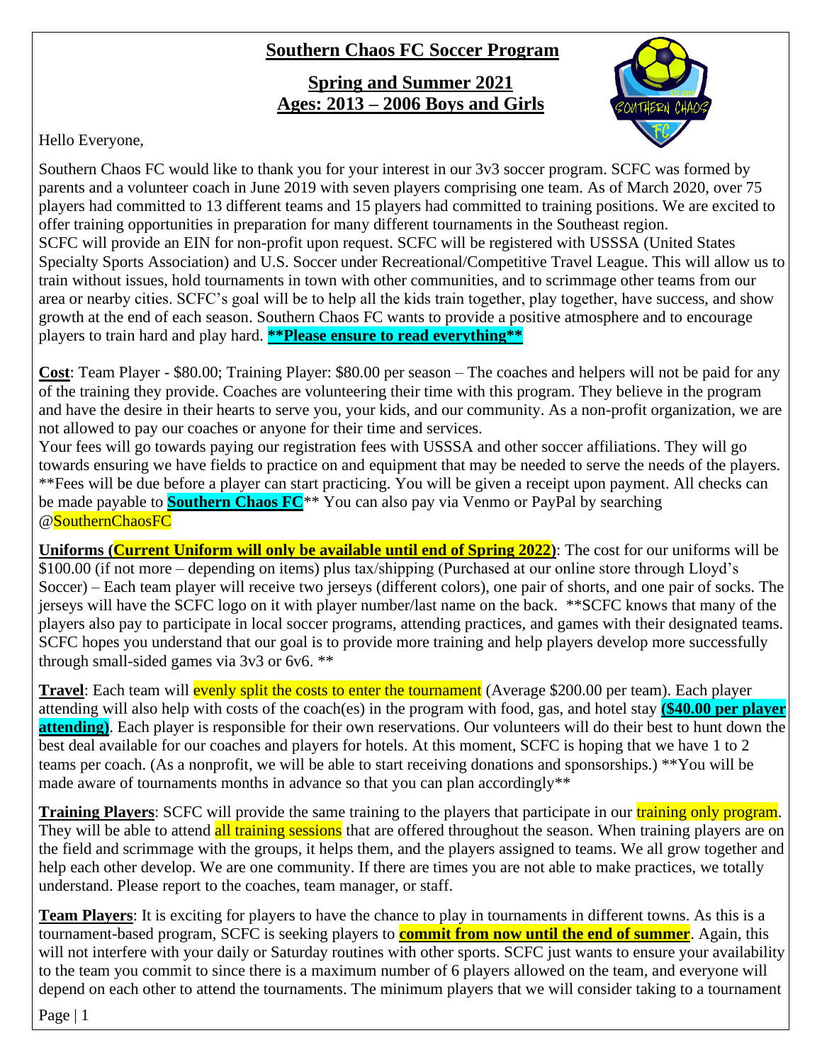# Southern Chaos FC Soccer Program

## Spring and Summer 2021
## Ages: 2013 – 2006 Boys and Girls

Hello Everyone,

Southern Chaos FC would like to thank you for your interest in our 3v3 soccer program. SCFC was formed by parents and a volunteer coach in June 2019 with seven players comprising one team. As of March 2020, over 75 players had committed to 13 different teams and 15 players had committed to training positions. We are excited to offer training opportunities in preparation for many different tournaments in the Southeast region.
SCFC will provide an EIN for non-profit upon request. SCFC will be registered with USSSA (United States Specialty Sports Association) and U.S. Soccer under Recreational/Competitive Travel League. This will allow us to train without issues, hold tournaments in town with other communities, and to scrimmage other teams from our area or nearby cities. SCFC's goal will be to help all the kids train together, play together, have success, and show growth at the end of each season. Southern Chaos FC wants to provide a positive atmosphere and to encourage players to train hard and play hard. **\*\*Please ensure to read everything\*\***

**Cost**: Team Player - $80.00; Training Player: $80.00 per season – The coaches and helpers will not be paid for any of the training they provide. Coaches are volunteering their time with this program. They believe in the program and have the desire in their hearts to serve you, your kids, and our community. As a non-profit organization, we are not allowed to pay our coaches or anyone for their time and services.
Your fees will go towards paying our registration fees with USSSA and other soccer affiliations. They will go towards ensuring we have fields to practice on and equipment that may be needed to serve the needs of the players. **Fees will be due before a player can start practicing. You will be given a receipt upon payment. All checks can be made payable to **Southern Chaos FC**** You can also pay via Venmo or PayPal by searching @SouthernChaosFC

**Uniforms (Current Uniform will only be available until end of Spring 2022)**: The cost for our uniforms will be $100.00 (if not more – depending on items) plus tax/shipping (Purchased at our online store through Lloyd's Soccer) – Each team player will receive two jerseys (different colors), one pair of shorts, and one pair of socks. The jerseys will have the SCFC logo on it with player number/last name on the back. **SCFC knows that many of the players also pay to participate in local soccer programs, attending practices, and games with their designated teams. SCFC hopes you understand that our goal is to provide more training and help players develop more successfully through small-sided games via 3v3 or 6v6. **

**Travel**: Each team will evenly split the costs to enter the tournament (Average $200.00 per team). Each player attending will also help with costs of the coach(es) in the program with food, gas, and hotel stay **($40.00 per player attending)**. Each player is responsible for their own reservations. Our volunteers will do their best to hunt down the best deal available for our coaches and players for hotels. At this moment, SCFC is hoping that we have 1 to 2 teams per coach. (As a nonprofit, we will be able to start receiving donations and sponsorships.) **You will be made aware of tournaments months in advance so that you can plan accordingly**

**Training Players**: SCFC will provide the same training to the players that participate in our training only program. They will be able to attend all training sessions that are offered throughout the season. When training players are on the field and scrimmage with the groups, it helps them, and the players assigned to teams. We all grow together and help each other develop. We are one community. If there are times you are not able to make practices, we totally understand. Please report to the coaches, team manager, or staff.

**Team Players**: It is exciting for players to have the chance to play in tournaments in different towns. As this is a tournament-based program, SCFC is seeking players to **commit from now until the end of summer**. Again, this will not interfere with your daily or Saturday routines with other sports. SCFC just wants to ensure your availability to the team you commit to since there is a maximum number of 6 players allowed on the team, and everyone will depend on each other to attend the tournaments. The minimum players that we will consider taking to a tournament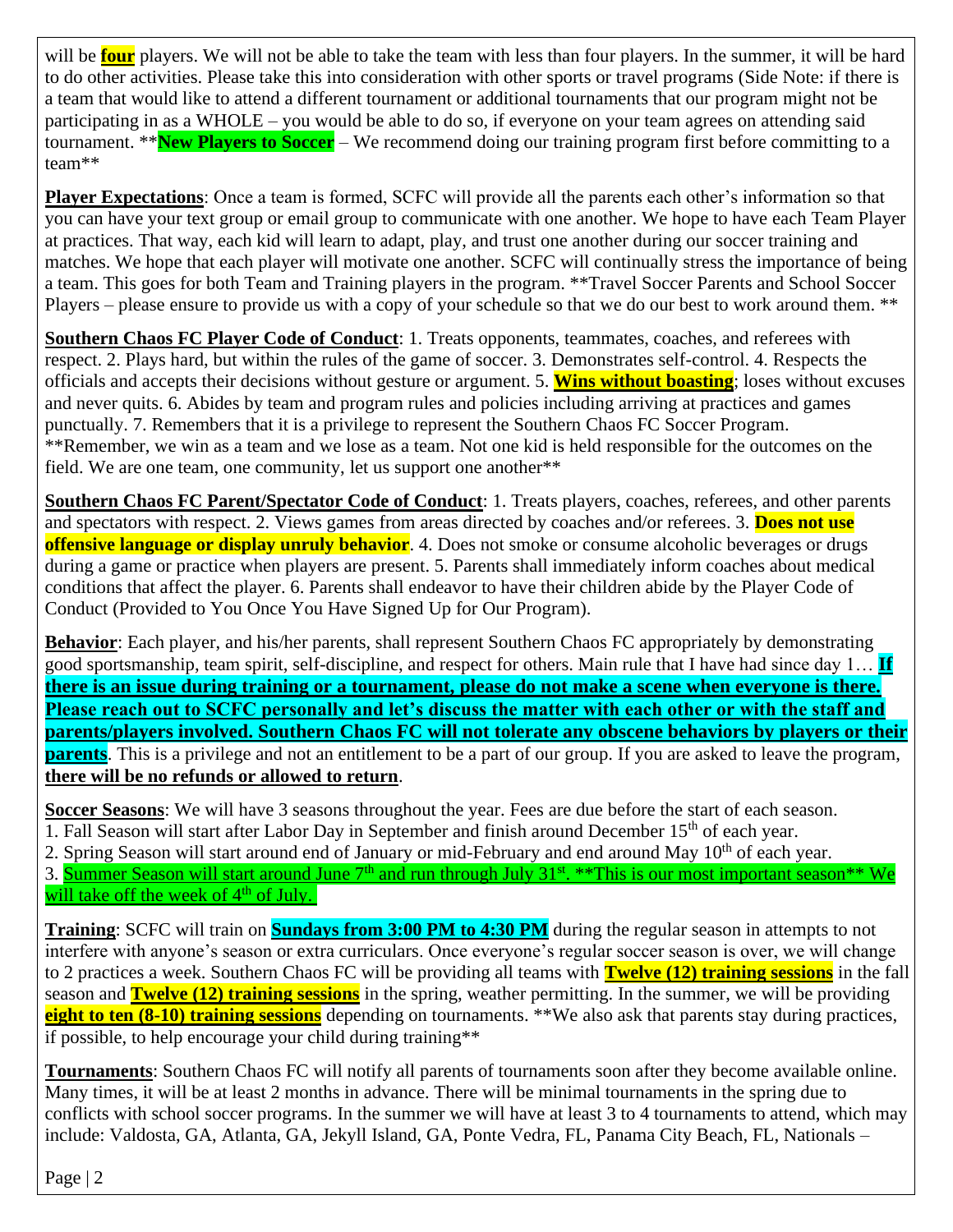will be **four** players. We will not be able to take the team with less than four players. In the summer, it will be hard to do other activities. Please take this into consideration with other sports or travel programs (Side Note: if there is a team that would like to attend a different tournament or additional tournaments that our program might not be participating in as a WHOLE – you would be able to do so, if everyone on your team agrees on attending said tournament. ****New Players to Soccer** – We recommend doing our training program first before committing to a team**

**Player Expectations**: Once a team is formed, SCFC will provide all the parents each other's information so that you can have your text group or email group to communicate with one another. We hope to have each Team Player at practices. That way, each kid will learn to adapt, play, and trust one another during our soccer training and matches. We hope that each player will motivate one another. SCFC will continually stress the importance of being a team. This goes for both Team and Training players in the program. **Travel Soccer Parents and School Soccer Players – please ensure to provide us with a copy of your schedule so that we do our best to work around them. **

**Southern Chaos FC Player Code of Conduct**: 1. Treats opponents, teammates, coaches, and referees with respect. 2. Plays hard, but within the rules of the game of soccer. 3. Demonstrates self-control. 4. Respects the officials and accepts their decisions without gesture or argument. 5. **Wins without boasting**; loses without excuses and never quits. 6. Abides by team and program rules and policies including arriving at practices and games punctually. 7. Remembers that it is a privilege to represent the Southern Chaos FC Soccer Program. **Remember, we win as a team and we lose as a team. Not one kid is held responsible for the outcomes on the field. We are one team, one community, let us support one another**

**Southern Chaos FC Parent/Spectator Code of Conduct**: 1. Treats players, coaches, referees, and other parents and spectators with respect. 2. Views games from areas directed by coaches and/or referees. 3. **Does not use offensive language or display unruly behavior**. 4. Does not smoke or consume alcoholic beverages or drugs during a game or practice when players are present. 5. Parents shall immediately inform coaches about medical conditions that affect the player. 6. Parents shall endeavor to have their children abide by the Player Code of Conduct (Provided to You Once You Have Signed Up for Our Program).

**Behavior**: Each player, and his/her parents, shall represent Southern Chaos FC appropriately by demonstrating good sportsmanship, team spirit, self-discipline, and respect for others. Main rule that I have had since day 1… **If there is an issue during training or a tournament, please do not make a scene when everyone is there. Please reach out to SCFC personally and let's discuss the matter with each other or with the staff and parents/players involved. Southern Chaos FC will not tolerate any obscene behaviors by players or their parents**. This is a privilege and not an entitlement to be a part of our group. If you are asked to leave the program, **there will be no refunds or allowed to return**.

**Soccer Seasons**: We will have 3 seasons throughout the year. Fees are due before the start of each season.
1. Fall Season will start after Labor Day in September and finish around December 15th of each year.
2. Spring Season will start around end of January or mid-February and end around May 10th of each year.
3. Summer Season will start around June 7th and run through July 31st. **This is our most important season** We will take off the week of 4th of July.

**Training**: SCFC will train on **Sundays from 3:00 PM to 4:30 PM** during the regular season in attempts to not interfere with anyone's season or extra curriculars. Once everyone's regular soccer season is over, we will change to 2 practices a week. Southern Chaos FC will be providing all teams with **Twelve (12) training sessions** in the fall season and **Twelve (12) training sessions** in the spring, weather permitting. In the summer, we will be providing **eight to ten (8-10) training sessions** depending on tournaments. **We also ask that parents stay during practices, if possible, to help encourage your child during training**

**Tournaments**: Southern Chaos FC will notify all parents of tournaments soon after they become available online. Many times, it will be at least 2 months in advance. There will be minimal tournaments in the spring due to conflicts with school soccer programs. In the summer we will have at least 3 to 4 tournaments to attend, which may include: Valdosta, GA, Atlanta, GA, Jekyll Island, GA, Ponte Vedra, FL, Panama City Beach, FL, Nationals –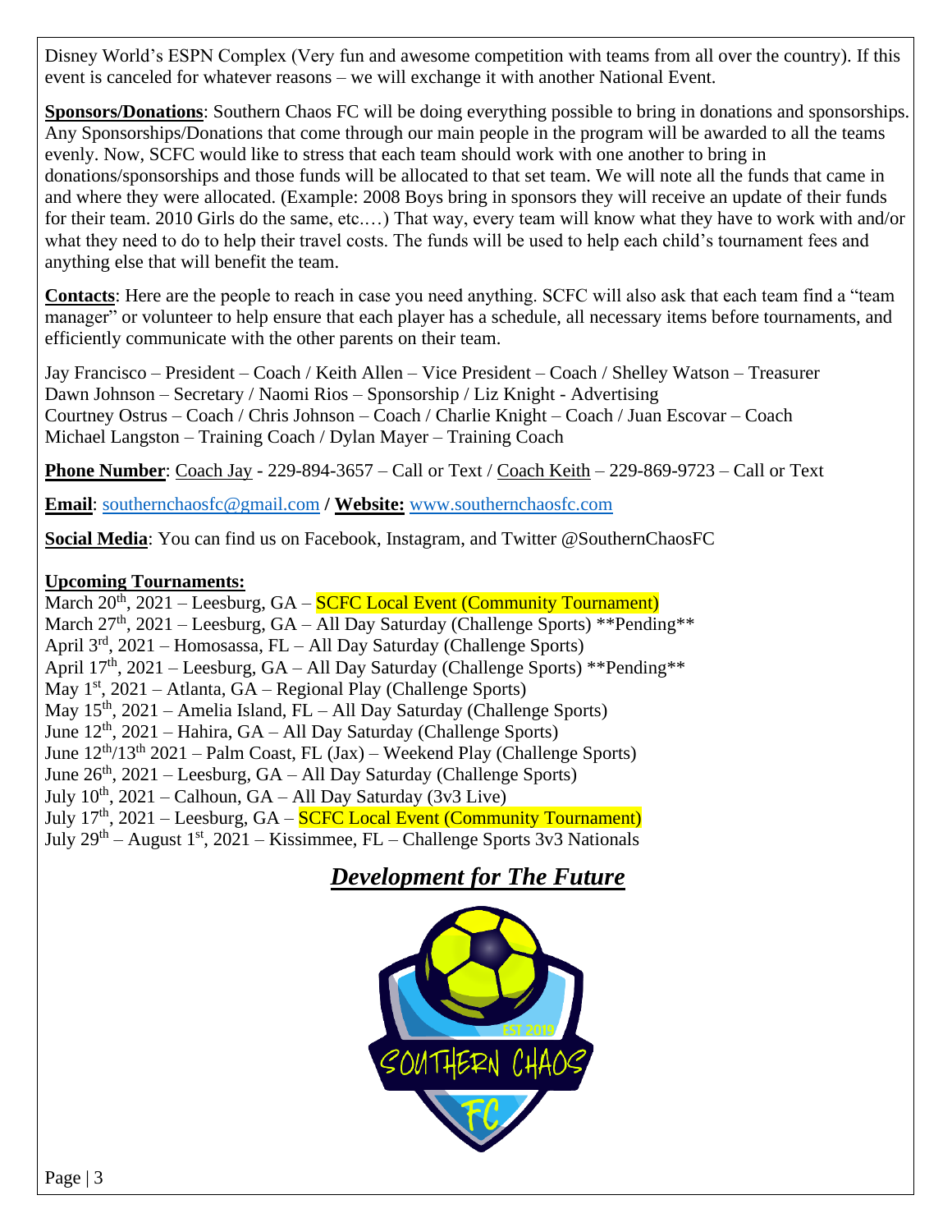Disney World's ESPN Complex (Very fun and awesome competition with teams from all over the country). If this event is canceled for whatever reasons – we will exchange it with another National Event.

**Sponsors/Donations**: Southern Chaos FC will be doing everything possible to bring in donations and sponsorships. Any Sponsorships/Donations that come through our main people in the program will be awarded to all the teams evenly. Now, SCFC would like to stress that each team should work with one another to bring in donations/sponsorships and those funds will be allocated to that set team. We will note all the funds that came in and where they were allocated. (Example: 2008 Boys bring in sponsors they will receive an update of their funds for their team. 2010 Girls do the same, etc.…) That way, every team will know what they have to work with and/or what they need to do to help their travel costs. The funds will be used to help each child's tournament fees and anything else that will benefit the team.

**Contacts**: Here are the people to reach in case you need anything. SCFC will also ask that each team find a "team manager" or volunteer to help ensure that each player has a schedule, all necessary items before tournaments, and efficiently communicate with the other parents on their team.

Jay Francisco – President – Coach / Keith Allen – Vice President – Coach / Shelley Watson – Treasurer
Dawn Johnson – Secretary / Naomi Rios – Sponsorship / Liz Knight - Advertising
Courtney Ostrus – Coach / Chris Johnson – Coach / Charlie Knight – Coach / Juan Escovar – Coach
Michael Langston – Training Coach / Dylan Mayer – Training Coach

**Phone Number**: Coach Jay - 229-894-3657 – Call or Text / Coach Keith – 229-869-9723 – Call or Text

**Email**: southernchaosfc@gmail.com / **Website:** www.southernchaosfc.com

**Social Media**: You can find us on Facebook, Instagram, and Twitter @SouthernChaosFC

**Upcoming Tournaments:**

March 20th, 2021 – Leesburg, GA – SCFC Local Event (Community Tournament)
March 27th, 2021 – Leesburg, GA – All Day Saturday (Challenge Sports) **Pending**
April 3rd, 2021 – Homosassa, FL – All Day Saturday (Challenge Sports)
April 17th, 2021 – Leesburg, GA – All Day Saturday (Challenge Sports) **Pending**
May 1st, 2021 – Atlanta, GA – Regional Play (Challenge Sports)
May 15th, 2021 – Amelia Island, FL – All Day Saturday (Challenge Sports)
June 12th, 2021 – Hahira, GA – All Day Saturday (Challenge Sports)
June 12th/13th 2021 – Palm Coast, FL (Jax) – Weekend Play (Challenge Sports)
June 26th, 2021 – Leesburg, GA – All Day Saturday (Challenge Sports)
July 10th, 2021 – Calhoun, GA – All Day Saturday (3v3 Live)
July 17th, 2021 – Leesburg, GA – SCFC Local Event (Community Tournament)
July 29th – August 1st, 2021 – Kissimmee, FL – Challenge Sports 3v3 Nationals

## ***Development for The Future***

EST 2019
SOUTHERN CHAOS
FC